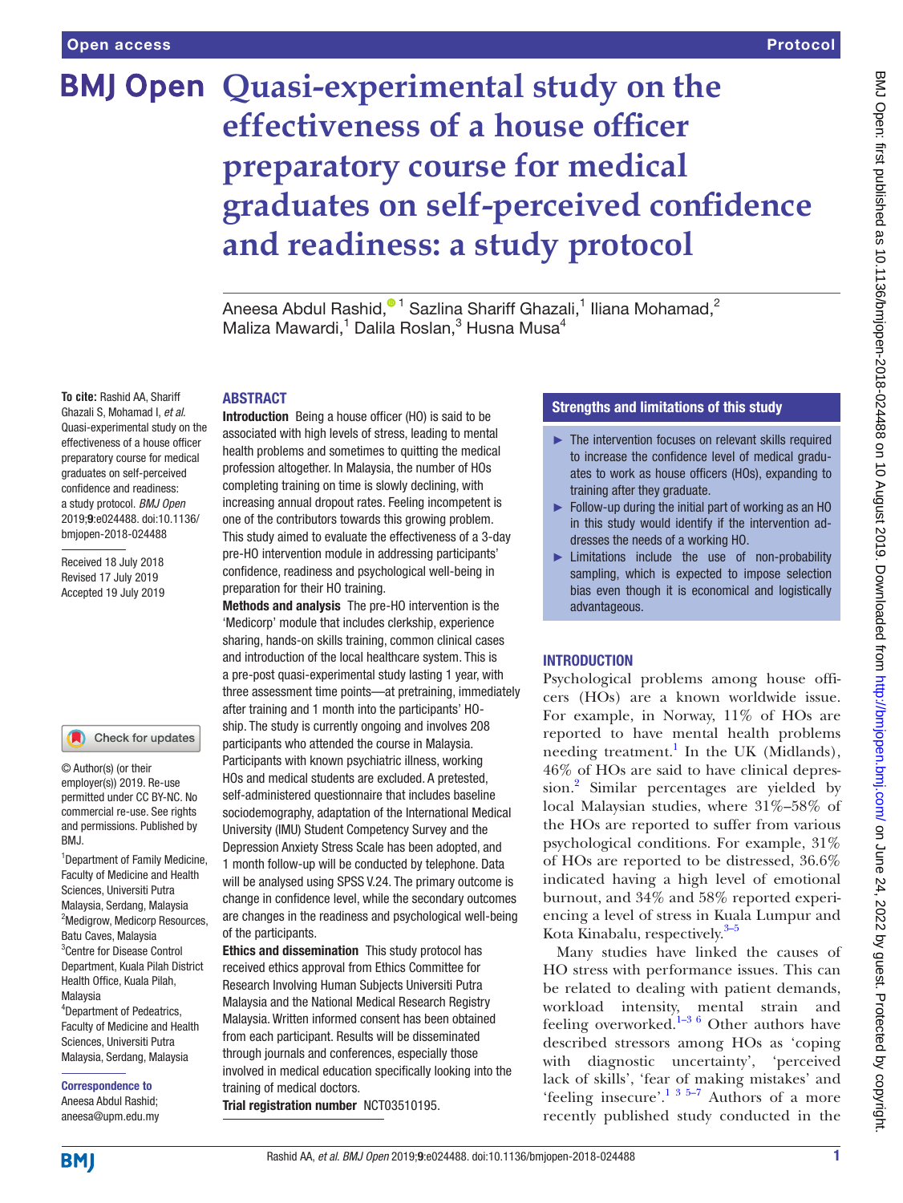# Quasi-experimental study on the effectiveness of a house officer preparatory course for medical graduates on self-perceived confidence and readiness: a study protocol

Aneesa Abdul Rashid,[1] Sazlina Shariff Ghazali,[1] Iliana Mohamad,[2] Maliza Mawardi,[1] Dalila Roslan,[3] Husna Musa[4]

**To cite:** Rashid AA, Shariff Ghazali S, Mohamad I, *et al.* Quasi-experimental study on the effectiveness of a house officer preparatory course for medical graduates on self-perceived confidence and readiness: a study protocol. *BMJ Open* 2019;**9**:e024488. doi:10.1136/bmjopen-2018-024488

Received 18 July 2018
Revised 17 July 2019
Accepted 19 July 2019

© Author(s) (or their employer(s)) 2019. Re-use permitted under CC BY-NC. No commercial re-use. See rights and permissions. Published by BMJ.

[1]Department of Family Medicine, Faculty of Medicine and Health Sciences, Universiti Putra Malaysia, Serdang, Malaysia
[2]Medigrow, Medicorp Resources, Batu Caves, Malaysia
[3]Centre for Disease Control Department, Kuala Pilah District Health Office, Kuala Pilah, Malaysia
[4]Department of Pedeatrics, Faculty of Medicine and Health Sciences, Universiti Putra Malaysia, Serdang, Malaysia

**Correspondence to**
Aneesa Abdul Rashid;
aneesa@upm.edu.my

## ABSTRACT

**Introduction** Being a house officer (HO) is said to be associated with high levels of stress, leading to mental health problems and sometimes to quitting the medical profession altogether. In Malaysia, the number of HOs completing training on time is slowly declining, with increasing annual dropout rates. Feeling incompetent is one of the contributors towards this growing problem. This study aimed to evaluate the effectiveness of a 3-day pre-HO intervention module in addressing participants' confidence, readiness and psychological well-being in preparation for their HO training.

**Methods and analysis** The pre-HO intervention is the 'Medicorp' module that includes clerkship, experience sharing, hands-on skills training, common clinical cases and introduction of the local healthcare system. This is a pre-post quasi-experimental study lasting 1 year, with three assessment time points—at pretraining, immediately after training and 1 month into the participants' HO-ship. The study is currently ongoing and involves 208 participants who attended the course in Malaysia. Participants with known psychiatric illness, working HOs and medical students are excluded. A pretested, self-administered questionnaire that includes baseline sociodemography, adaptation of the International Medical University (IMU) Student Competency Survey and the Depression Anxiety Stress Scale has been adopted, and 1 month follow-up will be conducted by telephone. Data will be analysed using SPSS V.24. The primary outcome is change in confidence level, while the secondary outcomes are changes in the readiness and psychological well-being of the participants.

**Ethics and dissemination** This study protocol has received ethics approval from Ethics Committee for Research Involving Human Subjects Universiti Putra Malaysia and the National Medical Research Registry Malaysia. Written informed consent has been obtained from each participant. Results will be disseminated through journals and conferences, especially those involved in medical education specifically looking into the training of medical doctors.

**Trial registration number** NCT03510195.

### Strengths and limitations of this study

- The intervention focuses on relevant skills required to increase the confidence level of medical graduates to work as house officers (HOs), expanding to training after they graduate.
- Follow-up during the initial part of working as an HO in this study would identify if the intervention addresses the needs of a working HO.
- Limitations include the use of non-probability sampling, which is expected to impose selection bias even though it is economical and logistically advantageous.

## INTRODUCTION

Psychological problems among house officers (HOs) are a known worldwide issue. For example, in Norway, 11% of HOs are reported to have mental health problems needing treatment.[1] In the UK (Midlands), 46% of HOs are said to have clinical depression.[2] Similar percentages are yielded by local Malaysian studies, where 31%–58% of the HOs are reported to suffer from various psychological conditions. For example, 31% of HOs are reported to be distressed, 36.6% indicated having a high level of emotional burnout, and 34% and 58% reported experiencing a level of stress in Kuala Lumpur and Kota Kinabalu, respectively.[3–5]

Many studies have linked the causes of HO stress with performance issues. This can be related to dealing with patient demands, workload intensity, mental strain and feeling overworked.[1–3 6] Other authors have described stressors among HOs as 'coping with diagnostic uncertainty', 'perceived lack of skills', 'fear of making mistakes' and 'feeling insecure'.[1 3 5–7] Authors of a more recently published study conducted in the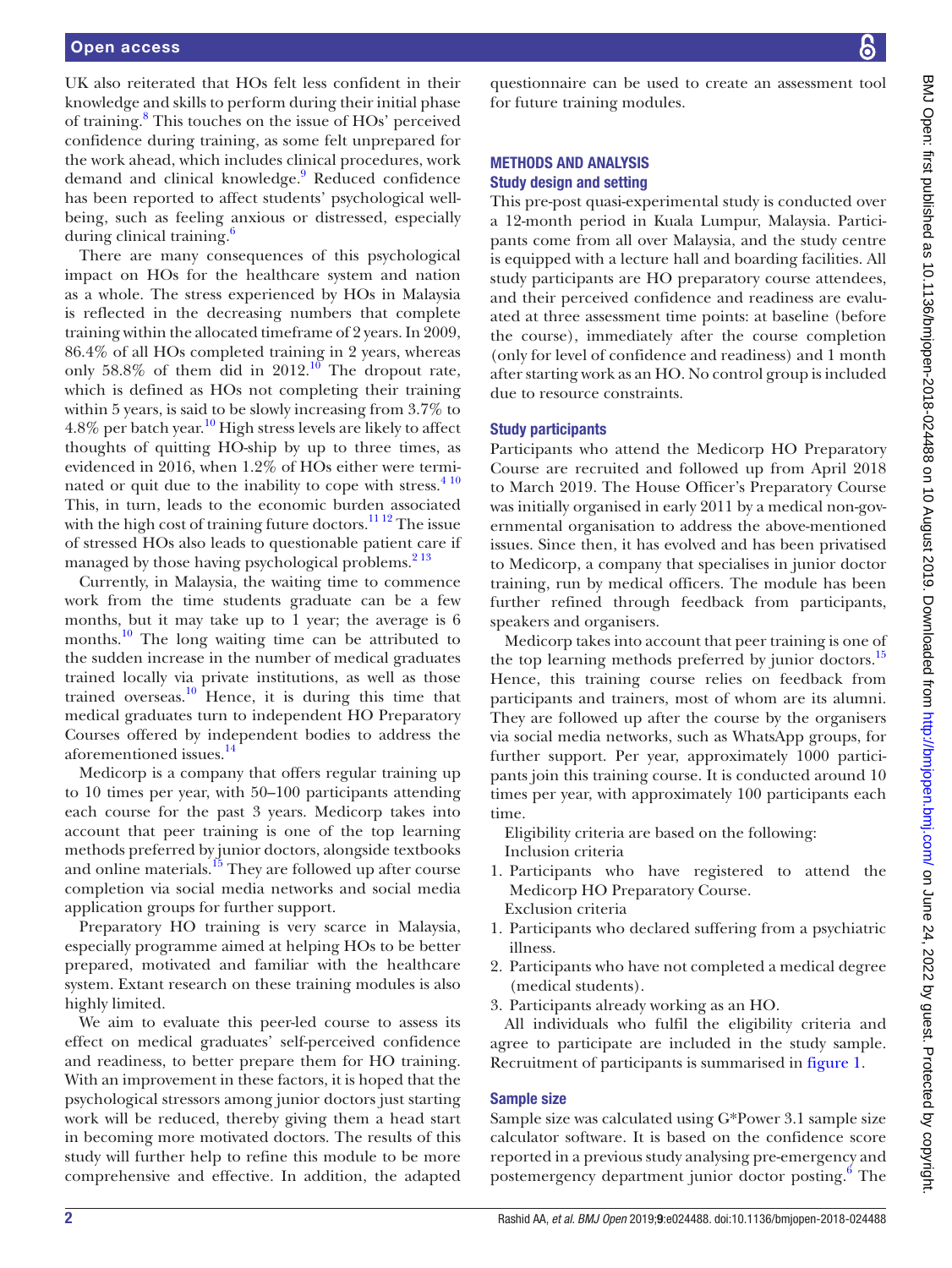UK also reiterated that HOs felt less confident in their knowledge and skills to perform during their initial phase of training.[8] This touches on the issue of HOs' perceived confidence during training, as some felt unprepared for the work ahead, which includes clinical procedures, work demand and clinical knowledge.[9] Reduced confidence has been reported to affect students' psychological well-being, such as feeling anxious or distressed, especially during clinical training.[6]

There are many consequences of this psychological impact on HOs for the healthcare system and nation as a whole. The stress experienced by HOs in Malaysia is reflected in the decreasing numbers that complete training within the allocated timeframe of 2 years. In 2009, 86.4% of all HOs completed training in 2 years, whereas only 58.8% of them did in 2012.[10] The dropout rate, which is defined as HOs not completing their training within 5 years, is said to be slowly increasing from 3.7% to 4.8% per batch year.[10] High stress levels are likely to affect thoughts of quitting HO-ship by up to three times, as evidenced in 2016, when 1.2% of HOs either were terminated or quit due to the inability to cope with stress.[4 10] This, in turn, leads to the economic burden associated with the high cost of training future doctors.[11 12] The issue of stressed HOs also leads to questionable patient care if managed by those having psychological problems.[2 13]

Currently, in Malaysia, the waiting time to commence work from the time students graduate can be a few months, but it may take up to 1 year; the average is 6 months.[10] The long waiting time can be attributed to the sudden increase in the number of medical graduates trained locally via private institutions, as well as those trained overseas.[10] Hence, it is during this time that medical graduates turn to independent HO Preparatory Courses offered by independent bodies to address the aforementioned issues.[14]

Medicorp is a company that offers regular training up to 10 times per year, with 50–100 participants attending each course for the past 3 years. Medicorp takes into account that peer training is one of the top learning methods preferred by junior doctors, alongside textbooks and online materials.[15] They are followed up after course completion via social media networks and social media application groups for further support.

Preparatory HO training is very scarce in Malaysia, especially programme aimed at helping HOs to be better prepared, motivated and familiar with the healthcare system. Extant research on these training modules is also highly limited.

We aim to evaluate this peer-led course to assess its effect on medical graduates' self-perceived confidence and readiness, to better prepare them for HO training. With an improvement in these factors, it is hoped that the psychological stressors among junior doctors just starting work will be reduced, thereby giving them a head start in becoming more motivated doctors. The results of this study will further help to refine this module to be more comprehensive and effective. In addition, the adapted questionnaire can be used to create an assessment tool for future training modules.

## METHODS AND ANALYSIS

### Study design and setting

This pre-post quasi-experimental study is conducted over a 12-month period in Kuala Lumpur, Malaysia. Participants come from all over Malaysia, and the study centre is equipped with a lecture hall and boarding facilities. All study participants are HO preparatory course attendees, and their perceived confidence and readiness are evaluated at three assessment time points: at baseline (before the course), immediately after the course completion (only for level of confidence and readiness) and 1 month after starting work as an HO. No control group is included due to resource constraints.

### Study participants

Participants who attend the Medicorp HO Preparatory Course are recruited and followed up from April 2018 to March 2019. The House Officer's Preparatory Course was initially organised in early 2011 by a medical non-governmental organisation to address the above-mentioned issues. Since then, it has evolved and has been privatised to Medicorp, a company that specialises in junior doctor training, run by medical officers. The module has been further refined through feedback from participants, speakers and organisers.

Medicorp takes into account that peer training is one of the top learning methods preferred by junior doctors.[15] Hence, this training course relies on feedback from participants and trainers, most of whom are its alumni. They are followed up after the course by the organisers via social media networks, such as WhatsApp groups, for further support. Per year, approximately 1000 participants join this training course. It is conducted around 10 times per year, with approximately 100 participants each time.

Eligibility criteria are based on the following:

Inclusion criteria

1. Participants who have registered to attend the Medicorp HO Preparatory Course.

Exclusion criteria

1. Participants who declared suffering from a psychiatric illness.
2. Participants who have not completed a medical degree (medical students).
3. Participants already working as an HO.

All individuals who fulfil the eligibility criteria and agree to participate are included in the study sample. Recruitment of participants is summarised in figure 1.

### Sample size

Sample size was calculated using G*Power 3.1 sample size calculator software. It is based on the confidence score reported in a previous study analysing pre-emergency and postemergency department junior doctor posting.[6] The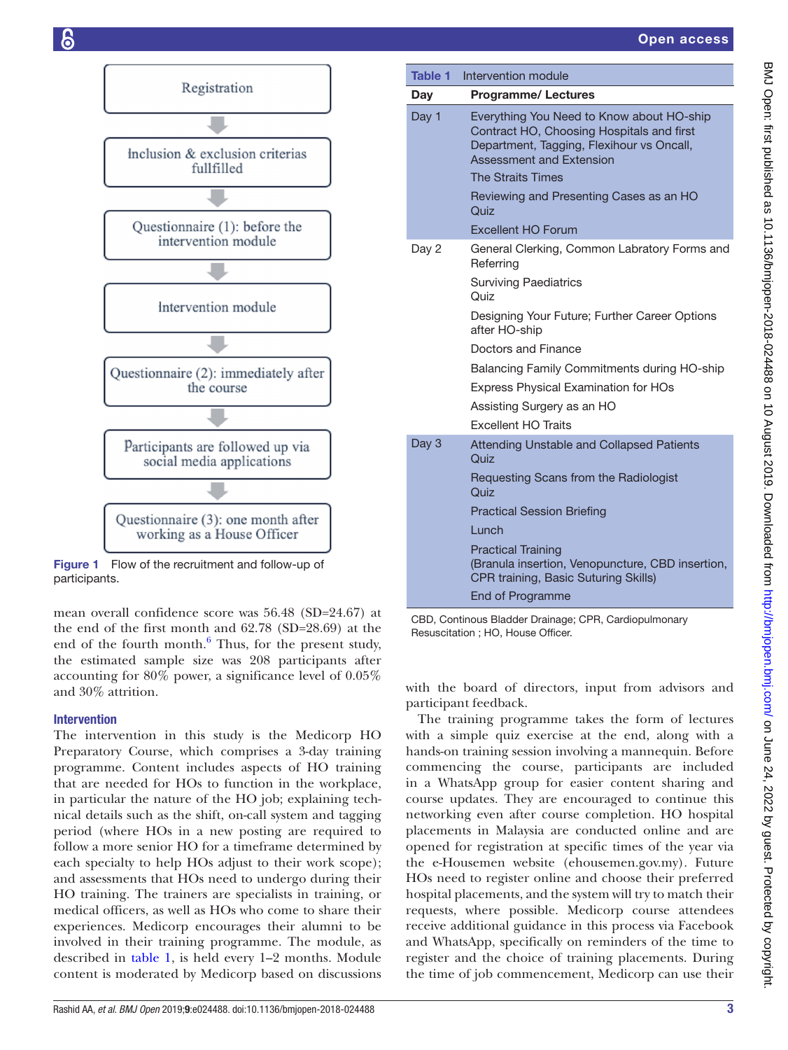Registration → Inclusion & exclusion criterias fullfilled → Questionnaire (1): before the intervention module → Intervention module → Questionnaire (2): immediately after the course → Participants are followed up via social media applications → Questionnaire (3): one month after working as a House Officer

**Figure 1** Flow of the recruitment and follow-up of participants.

mean overall confidence score was 56.48 (SD=24.67) at the end of the first month and 62.78 (SD=28.69) at the end of the fourth month.[6] Thus, for the present study, the estimated sample size was 208 participants after accounting for 80% power, a significance level of 0.05% and 30% attrition.

## Intervention

The intervention in this study is the Medicorp HO Preparatory Course, which comprises a 3-day training programme. Content includes aspects of HO training that are needed for HOs to function in the workplace, in particular the nature of the HO job; explaining technical details such as the shift, on-call system and tagging period (where HOs in a new posting are required to follow a more senior HO for a timeframe determined by each specialty to help HOs adjust to their work scope); and assessments that HOs need to undergo during their HO training. The trainers are specialists in training, or medical officers, as well as HOs who come to share their experiences. Medicorp encourages their alumni to be involved in their training programme. The module, as described in table 1, is held every 1–2 months. Module content is moderated by Medicorp based on discussions with the board of directors, input from advisors and participant feedback.

**Table 1** Intervention module

| Day | Programme/ Lectures |
|---|---|
| Day 1 | Everything You Need to Know about HO-ship Contract HO, Choosing Hospitals and first Department, Tagging, Flexihour vs Oncall, Assessment and Extension |
| | The Straits Times |
| | Reviewing and Presenting Cases as an HO<br>Quiz |
| | Excellent HO Forum |
| Day 2 | General Clerking, Common Labratory Forms and Referring |
| | Surviving Paediatrics<br>Quiz |
| | Designing Your Future; Further Career Options after HO-ship |
| | Doctors and Finance |
| | Balancing Family Commitments during HO-ship |
| | Express Physical Examination for HOs |
| | Assisting Surgery as an HO |
| | Excellent HO Traits |
| Day 3 | Attending Unstable and Collapsed Patients<br>Quiz |
| | Requesting Scans from the Radiologist<br>Quiz |
| | Practical Session Briefing |
| | Lunch |
| | Practical Training<br>(Branula insertion, Venopuncture, CBD insertion, CPR training, Basic Suturing Skills) |
| | End of Programme |

CBD, Continous Bladder Drainage; CPR, Cardiopulmonary Resuscitation ; HO, House Officer.

The training programme takes the form of lectures with a simple quiz exercise at the end, along with a hands-on training session involving a mannequin. Before commencing the course, participants are included in a WhatsApp group for easier content sharing and course updates. They are encouraged to continue this networking even after course completion. HO hospital placements in Malaysia are conducted online and are opened for registration at specific times of the year via the e-Housemen website (ehousemen.gov.my). Future HOs need to register online and choose their preferred hospital placements, and the system will try to match their requests, where possible. Medicorp course attendees receive additional guidance in this process via Facebook and WhatsApp, specifically on reminders of the time to register and the choice of training placements. During the time of job commencement, Medicorp can use their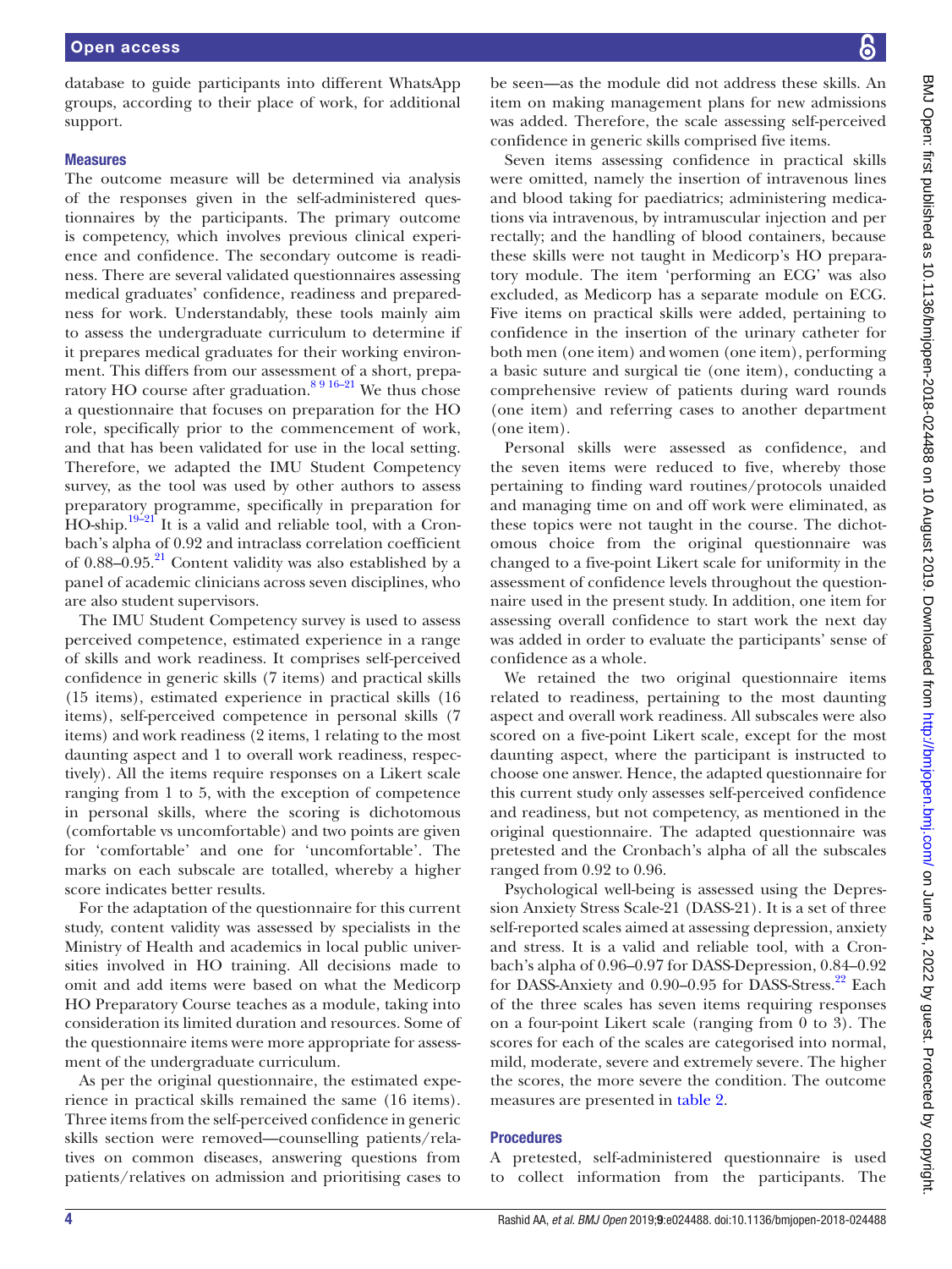database to guide participants into different WhatsApp groups, according to their place of work, for additional support.

### Measures

The outcome measure will be determined via analysis of the responses given in the self-administered questionnaires by the participants. The primary outcome is competency, which involves previous clinical experience and confidence. The secondary outcome is readiness. There are several validated questionnaires assessing medical graduates' confidence, readiness and preparedness for work. Understandably, these tools mainly aim to assess the undergraduate curriculum to determine if it prepares medical graduates for their working environment. This differs from our assessment of a short, preparatory HO course after graduation.[8 9 16–21] We thus chose a questionnaire that focuses on preparation for the HO role, specifically prior to the commencement of work, and that has been validated for use in the local setting. Therefore, we adapted the IMU Student Competency survey, as the tool was used by other authors to assess preparatory programme, specifically in preparation for HO-ship.[19–21] It is a valid and reliable tool, with a Cronbach's alpha of 0.92 and intraclass correlation coefficient of 0.88–0.95.[21] Content validity was also established by a panel of academic clinicians across seven disciplines, who are also student supervisors.

The IMU Student Competency survey is used to assess perceived competence, estimated experience in a range of skills and work readiness. It comprises self-perceived confidence in generic skills (7 items) and practical skills (15 items), estimated experience in practical skills (16 items), self-perceived competence in personal skills (7 items) and work readiness (2 items, 1 relating to the most daunting aspect and 1 to overall work readiness, respectively). All the items require responses on a Likert scale ranging from 1 to 5, with the exception of competence in personal skills, where the scoring is dichotomous (comfortable vs uncomfortable) and two points are given for 'comfortable' and one for 'uncomfortable'. The marks on each subscale are totalled, whereby a higher score indicates better results.

For the adaptation of the questionnaire for this current study, content validity was assessed by specialists in the Ministry of Health and academics in local public universities involved in HO training. All decisions made to omit and add items were based on what the Medicorp HO Preparatory Course teaches as a module, taking into consideration its limited duration and resources. Some of the questionnaire items were more appropriate for assessment of the undergraduate curriculum.

As per the original questionnaire, the estimated experience in practical skills remained the same (16 items). Three items from the self-perceived confidence in generic skills section were removed—counselling patients/relatives on common diseases, answering questions from patients/relatives on admission and prioritising cases to be seen—as the module did not address these skills. An item on making management plans for new admissions was added. Therefore, the scale assessing self-perceived confidence in generic skills comprised five items.

Seven items assessing confidence in practical skills were omitted, namely the insertion of intravenous lines and blood taking for paediatrics; administering medications via intravenous, by intramuscular injection and per rectally; and the handling of blood containers, because these skills were not taught in Medicorp's HO preparatory module. The item 'performing an ECG' was also excluded, as Medicorp has a separate module on ECG. Five items on practical skills were added, pertaining to confidence in the insertion of the urinary catheter for both men (one item) and women (one item), performing a basic suture and surgical tie (one item), conducting a comprehensive review of patients during ward rounds (one item) and referring cases to another department (one item).

Personal skills were assessed as confidence, and the seven items were reduced to five, whereby those pertaining to finding ward routines/protocols unaided and managing time on and off work were eliminated, as these topics were not taught in the course. The dichotomous choice from the original questionnaire was changed to a five-point Likert scale for uniformity in the assessment of confidence levels throughout the questionnaire used in the present study. In addition, one item for assessing overall confidence to start work the next day was added in order to evaluate the participants' sense of confidence as a whole.

We retained the two original questionnaire items related to readiness, pertaining to the most daunting aspect and overall work readiness. All subscales were also scored on a five-point Likert scale, except for the most daunting aspect, where the participant is instructed to choose one answer. Hence, the adapted questionnaire for this current study only assesses self-perceived confidence and readiness, but not competency, as mentioned in the original questionnaire. The adapted questionnaire was pretested and the Cronbach's alpha of all the subscales ranged from 0.92 to 0.96.

Psychological well-being is assessed using the Depression Anxiety Stress Scale-21 (DASS-21). It is a set of three self-reported scales aimed at assessing depression, anxiety and stress. It is a valid and reliable tool, with a Cronbach's alpha of 0.96–0.97 for DASS-Depression, 0.84–0.92 for DASS-Anxiety and 0.90–0.95 for DASS-Stress.[22] Each of the three scales has seven items requiring responses on a four-point Likert scale (ranging from 0 to 3). The scores for each of the scales are categorised into normal, mild, moderate, severe and extremely severe. The higher the scores, the more severe the condition. The outcome measures are presented in table 2.

### Procedures

A pretested, self-administered questionnaire is used to collect information from the participants. The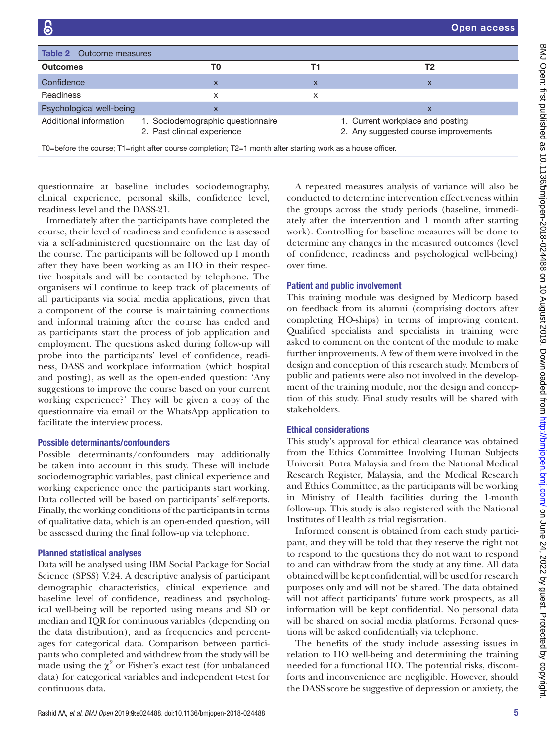Table 2 Outcome measures

| Outcomes | T0 | T1 | T2 |
|---|---|---|---|
| Confidence | x | x | x |
| Readiness | x | x | |
| Psychological well-being | x | | x |
| Additional information | 1. Sociodemographic questionnaire<br>2. Past clinical experience | | 1. Current workplace and posting<br>2. Any suggested course improvements |

T0=before the course; T1=right after course completion; T2=1 month after starting work as a house officer.

questionnaire at baseline includes sociodemography, clinical experience, personal skills, confidence level, readiness level and the DASS-21.

Immediately after the participants have completed the course, their level of readiness and confidence is assessed via a self-administered questionnaire on the last day of the course. The participants will be followed up 1 month after they have been working as an HO in their respective hospitals and will be contacted by telephone. The organisers will continue to keep track of placements of all participants via social media applications, given that a component of the course is maintaining connections and informal training after the course has ended and as participants start the process of job application and employment. The questions asked during follow-up will probe into the participants' level of confidence, readiness, DASS and workplace information (which hospital and posting), as well as the open-ended question: 'Any suggestions to improve the course based on your current working experience?' They will be given a copy of the questionnaire via email or the WhatsApp application to facilitate the interview process.

### Possible determinants/confounders

Possible determinants/confounders may additionally be taken into account in this study. These will include sociodemographic variables, past clinical experience and working experience once the participants start working. Data collected will be based on participants' self-reports. Finally, the working conditions of the participants in terms of qualitative data, which is an open-ended question, will be assessed during the final follow-up via telephone.

### Planned statistical analyses

Data will be analysed using IBM Social Package for Social Science (SPSS) V.24. A descriptive analysis of participant demographic characteristics, clinical experience and baseline level of confidence, readiness and psychological well-being will be reported using means and SD or median and IQR for continuous variables (depending on the data distribution), and as frequencies and percentages for categorical data. Comparison between participants who completed and withdrew from the study will be made using the $\chi^2$ or Fisher's exact test (for unbalanced data) for categorical variables and independent t-test for continuous data.

A repeated measures analysis of variance will also be conducted to determine intervention effectiveness within the groups across the study periods (baseline, immediately after the intervention and 1 month after starting work). Controlling for baseline measures will be done to determine any changes in the measured outcomes (level of confidence, readiness and psychological well-being) over time.

### Patient and public involvement

This training module was designed by Medicorp based on feedback from its alumni (comprising doctors after completing HO-ships) in terms of improving content. Qualified specialists and specialists in training were asked to comment on the content of the module to make further improvements. A few of them were involved in the design and conception of this research study. Members of public and patients were also not involved in the development of the training module, nor the design and conception of this study. Final study results will be shared with stakeholders.

### Ethical considerations

This study's approval for ethical clearance was obtained from the Ethics Committee Involving Human Subjects Universiti Putra Malaysia and from the National Medical Research Register, Malaysia, and the Medical Research and Ethics Committee, as the participants will be working in Ministry of Health facilities during the 1-month follow-up. This study is also registered with the National Institutes of Health as trial registration.

Informed consent is obtained from each study participant, and they will be told that they reserve the right not to respond to the questions they do not want to respond to and can withdraw from the study at any time. All data obtained will be kept confidential, will be used for research purposes only and will not be shared. The data obtained will not affect participants' future work prospects, as all information will be kept confidential. No personal data will be shared on social media platforms. Personal questions will be asked confidentially via telephone.

The benefits of the study include assessing issues in relation to HO well-being and determining the training needed for a functional HO. The potential risks, discomforts and inconvenience are negligible. However, should the DASS score be suggestive of depression or anxiety, the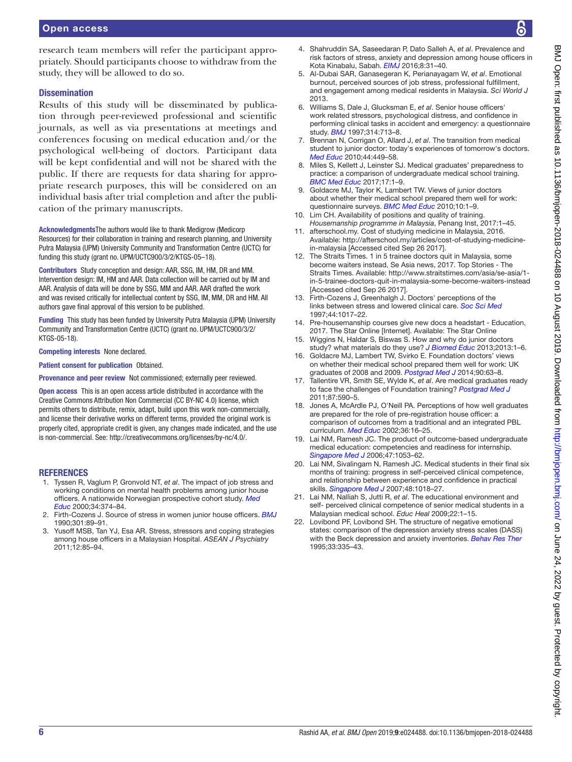research team members will refer the participant appropriately. Should participants choose to withdraw from the study, they will be allowed to do so.

### Dissemination

Results of this study will be disseminated by publication through peer-reviewed professional and scientific journals, as well as via presentations at meetings and conferences focusing on medical education and/or the psychological well-being of doctors. Participant data will be kept confidential and will not be shared with the public. If there are requests for data sharing for appropriate research purposes, this will be considered on an individual basis after trial completion and after the publication of the primary manuscripts.

**Acknowledgments** The authors would like to thank Medigrow (Medicorp Resources) for their collaboration in training and research planning, and University Putra Malaysia (UPM) University Community and Transformation Centre (UCTC) for funding this study (grant no. UPM/UCTC900/3/2/KTGS-05–18).

**Contributors** Study conception and design: AAR, SSG, IM, HM, DR and MM. Intervention design: IM, HM and AAR. Data collection will be carried out by IM and AAR. Analysis of data will be done by SSG, MM and AAR. AAR drafted the work and was revised critically for intellectual content by SSG, IM, MM, DR and HM. All authors gave final approval of this version to be published.

**Funding** This study has been funded by University Putra Malaysia (UPM) University Community and Transformation Centre (UCTC) (grant no. UPM/UCTC900/3/2/KTGS-05-18).

**Competing interests** None declared.

**Patient consent for publication** Obtained.

**Provenance and peer review** Not commissioned; externally peer reviewed.

**Open access** This is an open access article distributed in accordance with the Creative Commons Attribution Non Commercial (CC BY-NC 4.0) license, which permits others to distribute, remix, adapt, build upon this work non-commercially, and license their derivative works on different terms, provided the original work is properly cited, appropriate credit is given, any changes made indicated, and the use is non-commercial. See: http://creativecommons.org/licenses/by-nc/4.0/.

## REFERENCES

1. Tyssen R, Vaglum P, Gronvold NT, *et al*. The impact of job stress and working conditions on mental health problems among junior house officers. A nationwide Norwegian prospective cohort study. *Med Educ* 2000;34:374–84.
2. Firth-Cozens J. Source of stress in women junior house officers. *BMJ* 1990;301:89–91.
3. Yusoff MSB, Tan YJ, Esa AR. Stress, stressors and coping strategies among house officers in a Malaysian Hospital. *ASEAN J Psychiatry* 2011;12:85–94.
4. Shahruddin SA, Saseedaran P, Dato Salleh A, *et al*. Prevalence and risk factors of stress, anxiety and depression among house officers in Kota Kinabalu, Sabah. *EIMJ* 2016;8:31–40.
5. Al-Dubai SAR, Ganasegeran K, Perianayagam W, *et al*. Emotional burnout, perceived sources of job stress, professional fulfillment, and engagement among medical residents in Malaysia. *Sci World J* 2013.
6. Williams S, Dale J, Glucksman E, *et al*. Senior house officers' work related stressors, psychological distress, and confidence in performing clinical tasks in accident and emergency: a questionnaire study. *BMJ* 1997;314:713–8.
7. Brennan N, Corrigan O, Allard J, *et al*. The transition from medical student to junior doctor: today's experiences of tomorrow's doctors. *Med Educ* 2010;44:449–58.
8. Miles S, Kellett J, Leinster SJ. Medical graduates' preparedness to practice: a comparison of undergraduate medical school training. *BMC Med Educ* 2017;17:1–9.
9. Goldacre MJ, Taylor K, Lambert TW. Views of junior doctors about whether their medical school prepared them well for work: questionnaire surveys. *BMC Med Educ* 2010;10:1–9.
10. Lim CH. Availability of positions and quality of training. *Housemanship programme in Malaysia*, Penang Inst, 2017:1–45.
11. afterschool.my. Cost of studying medicine in Malaysia, 2016. Available: http://afterschool.my/articles/cost-of-studying-medicine-in-malaysia [Accessed cited Sep 26 2017].
12. The Straits Times. 1 in 5 trainee doctors quit in Malaysia, some become waiters instead, Se Asia news, 2017. Top Stories - The Straits Times. Available: http://www.straitstimes.com/asia/se-asia/1-in-5-trainee-doctors-quit-in-malaysia-some-become-waiters-instead [Accessed cited Sep 26 2017].
13. Firth-Cozens J, Greenhalgh J. Doctors' perceptions of the links between stress and lowered clinical care. *Soc Sci Med* 1997;44:1017–22.
14. Pre-housemanship courses give new docs a headstart - Education, 2017. The Star Online [Internet]. Available: The Star Online
15. Wiggins N, Haldar S, Biswas S. How and why do junior doctors study? what materials do they use? *J Biomed Educ* 2013;2013:1–6.
16. Goldacre MJ, Lambert TW, Svirko E. Foundation doctors' views on whether their medical school prepared them well for work: UK graduates of 2008 and 2009. *Postgrad Med J* 2014;90:63–8.
17. Tallentire VR, Smith SE, Wylde K, *et al*. Are medical graduates ready to face the challenges of Foundation training? *Postgrad Med J* 2011;87:590–5.
18. Jones A, McArdle PJ, O'Neill PA. Perceptions of how well graduates are prepared for the role of pre-registration house officer: a comparison of outcomes from a traditional and an integrated PBL curriculum. *Med Educ* 2002;36:16–25.
19. Lai NM, Ramesh JC. The product of outcome-based undergraduate medical education: competencies and readiness for internship. *Singapore Med J* 2006;47:1053–62.
20. Lai NM, Sivalingam N, Ramesh JC. Medical students in their final six months of training: progress in self-perceived clinical competence, and relationship between experience and confidence in practical skills. *Singapore Med J* 2007;48:1018–27.
21. Lai NM, Nalliah S, Jutti R, *et al*. The educational environment and self- perceived clinical competence of senior medical students in a Malaysian medical school. *Educ Heal* 2009;22:1–15.
22. Lovibond PF, Lovibond SH. The structure of negative emotional states: comparison of the depression anxiety stress scales (DASS) with the Beck depression and anxiety inventories. *Behav Res Ther* 1995;33:335–43.